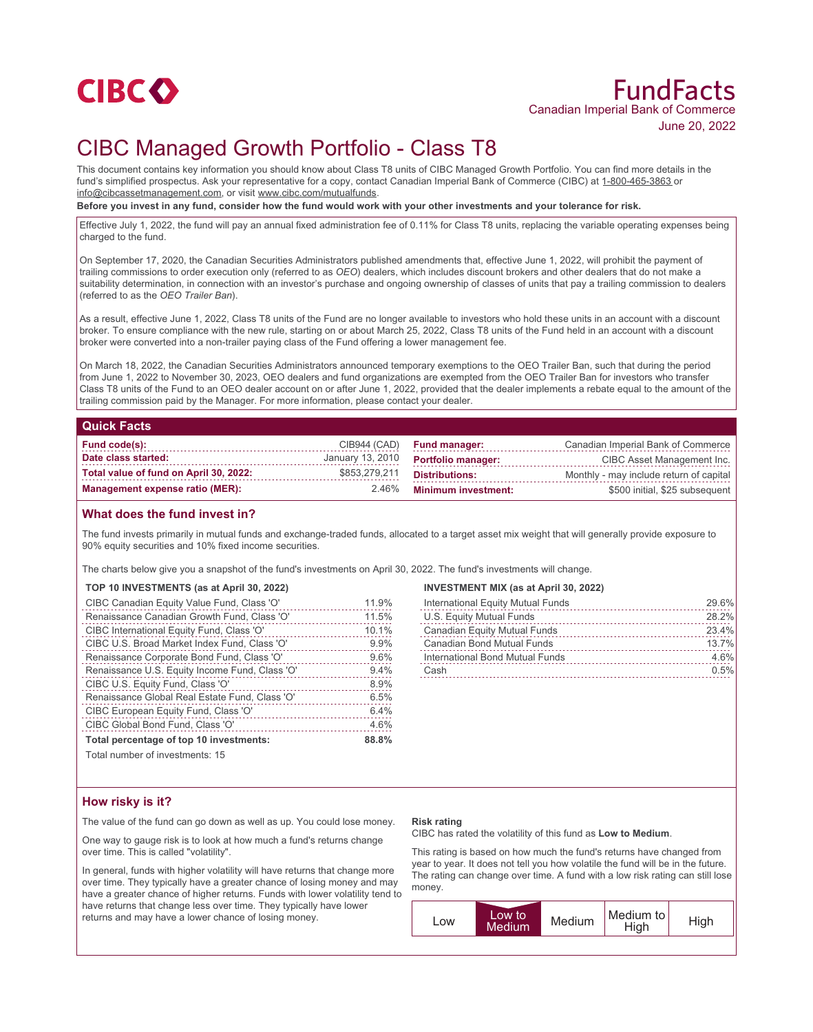CIBC

# FundFacts

Canadian Imperial Bank of Commerce

June 20, 2022

# CIBC Managed Growth Portfolio - Class T8

This document contains key information you should know about Class T8 units of CIBC Managed Growth Portfolio. You can find more details in the fund's simplified prospectus. Ask your representative for a copy, contact Canadian Imperial Bank of Commerce (CIBC) at 1-800-465-3863 or info@cibcassetmanagement.com, or visit www.cibc.com/mutualfunds.

**Before you invest in any fund, consider how the fund would work with your other investments and your tolerance for risk.**

Effective July 1, 2022, the fund will pay an annual fixed administration fee of 0.11% for Class T8 units, replacing the variable operating expenses being charged to the fund.

On September 17, 2020, the Canadian Securities Administrators published amendments that, effective June 1, 2022, will prohibit the payment of trailing commissions to order execution only (referred to as *OEO*) dealers, which includes discount brokers and other dealers that do not make a suitability determination, in connection with an investor's purchase and ongoing ownership of classes of units that pay a trailing commission to dealers (referred to as the *OEO Trailer Ban*).

As a result, effective June 1, 2022, Class T8 units of the Fund are no longer available to investors who hold these units in an account with a discount broker. To ensure compliance with the new rule, starting on or about March 25, 2022, Class T8 units of the Fund held in an account with a discount broker were converted into a non-trailer paying class of the Fund offering a lower management fee.

On March 18, 2022, the Canadian Securities Administrators announced temporary exemptions to the OEO Trailer Ban, such that during the period from June 1, 2022 to November 30, 2023, OEO dealers and fund organizations are exempted from the OEO Trailer Ban for investors who transfer Class T8 units of the Fund to an OEO dealer account on or after June 1, 2022, provided that the dealer implements a rebate equal to the amount of the trailing commission paid by the Manager. For more information, please contact your dealer.

## Quick Facts

| | | | |
|---|---|---|---|
| **Fund code(s):** | CIB944 (CAD) | **Fund manager:** | Canadian Imperial Bank of Commerce |
| **Date class started:** | January 13, 2010 | **Portfolio manager:** | CIBC Asset Management Inc. |
| **Total value of fund on April 30, 2022:** | $853,279,211 | **Distributions:** | Monthly - may include return of capital |
| **Management expense ratio (MER):** | 2.46% | **Minimum investment:** | $500 initial, $25 subsequent |

## What does the fund invest in?

The fund invests primarily in mutual funds and exchange-traded funds, allocated to a target asset mix weight that will generally provide exposure to 90% equity securities and 10% fixed income securities.

The charts below give you a snapshot of the fund's investments on April 30, 2022. The fund's investments will change.

**TOP 10 INVESTMENTS (as at April 30, 2022)**

| | |
|---|---|
| CIBC Canadian Equity Value Fund, Class 'O' | 11.9% |
| Renaissance Canadian Growth Fund, Class 'O' | 11.5% |
| CIBC International Equity Fund, Class 'O' | 10.1% |
| CIBC U.S. Broad Market Index Fund, Class 'O' | 9.9% |
| Renaissance Corporate Bond Fund, Class 'O' | 9.6% |
| Renaissance U.S. Equity Income Fund, Class 'O' | 9.4% |
| CIBC U.S. Equity Fund, Class 'O' | 8.9% |
| Renaissance Global Real Estate Fund, Class 'O' | 6.5% |
| CIBC European Equity Fund, Class 'O' | 6.4% |
| CIBC Global Bond Fund, Class 'O' | 4.6% |
| **Total percentage of top 10 investments:** | **88.8%** |

Total number of investments: 15

**INVESTMENT MIX (as at April 30, 2022)**

| | |
|---|---|
| International Equity Mutual Funds | 29.6% |
| U.S. Equity Mutual Funds | 28.2% |
| Canadian Equity Mutual Funds | 23.4% |
| Canadian Bond Mutual Funds | 13.7% |
| International Bond Mutual Funds | 4.6% |
| Cash | 0.5% |

## How risky is it?

The value of the fund can go down as well as up. You could lose money.

One way to gauge risk is to look at how much a fund's returns change over time. This is called "volatility".

In general, funds with higher volatility will have returns that change more over time. They typically have a greater chance of losing money and may have a greater chance of higher returns. Funds with lower volatility tend to have returns that change less over time. They typically have lower returns and may have a lower chance of losing money.

**Risk rating**

CIBC has rated the volatility of this fund as **Low to Medium**.

This rating is based on how much the fund's returns have changed from year to year. It does not tell you how volatile the fund will be in the future. The rating can change over time. A fund with a low risk rating can still lose money.

| Low | **Low to Medium** | Medium | Medium to High | High |
|---|---|---|---|---|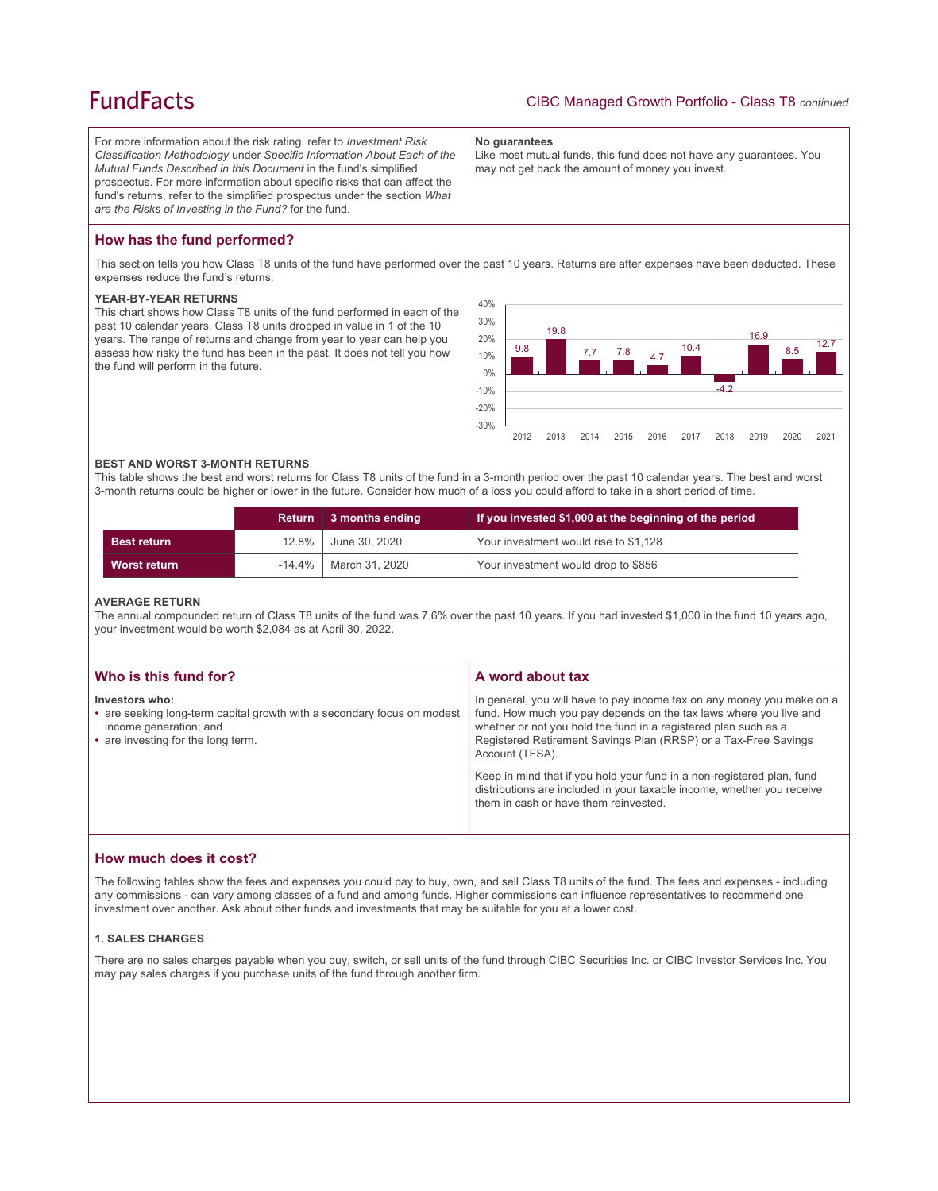For more information about the risk rating, refer to *Investment Risk Classification Methodology* under *Specific Information About Each of the Mutual Funds Described in this Document* in the fund's simplified prospectus. For more information about specific risks that can affect the fund's returns, refer to the simplified prospectus under the section *What are the Risks of Investing in the Fund?* for the fund.

**No guarantees**

Like most mutual funds, this fund does not have any guarantees. You may not get back the amount of money you invest.

## How has the fund performed?

This section tells you how Class T8 units of the fund have performed over the past 10 years. Returns are after expenses have been deducted. These expenses reduce the fund's returns.

### YEAR-BY-YEAR RETURNS

This chart shows how Class T8 units of the fund performed in each of the past 10 calendar years. Class T8 units dropped in value in 1 of the 10 years. The range of returns and change from year to year can help you assess how risky the fund has been in the past. It does not tell you how the fund will perform in the future.

| Year | 2012 | 2013 | 2014 | 2015 | 2016 | 2017 | 2018 | 2019 | 2020 | 2021 |
|---|---|---|---|---|---|---|---|---|---|---|
| Return (%) | 9.8 | 19.8 | 7.7 | 7.8 | 4.7 | 10.4 | -4.2 | 16.9 | 8.5 | 12.7 |

### BEST AND WORST 3-MONTH RETURNS

This table shows the best and worst returns for Class T8 units of the fund in a 3-month period over the past 10 calendar years. The best and worst 3-month returns could be higher or lower in the future. Consider how much of a loss you could afford to take in a short period of time.

| | Return | 3 months ending | If you invested $1,000 at the beginning of the period |
|---|---|---|---|
| **Best return** | 12.8% | June 30, 2020 | Your investment would rise to $1,128 |
| **Worst return** | -14.4% | March 31, 2020 | Your investment would drop to $856 |

### AVERAGE RETURN

The annual compounded return of Class T8 units of the fund was 7.6% over the past 10 years. If you had invested $1,000 in the fund 10 years ago, your investment would be worth $2,084 as at April 30, 2022.

## Who is this fund for?

**Investors who:**

- are seeking long-term capital growth with a secondary focus on modest income generation; and
- are investing for the long term.

## A word about tax

In general, you will have to pay income tax on any money you make on a fund. How much you pay depends on the tax laws where you live and whether or not you hold the fund in a registered plan such as a Registered Retirement Savings Plan (RRSP) or a Tax-Free Savings Account (TFSA).

Keep in mind that if you hold your fund in a non-registered plan, fund distributions are included in your taxable income, whether you receive them in cash or have them reinvested.

## How much does it cost?

The following tables show the fees and expenses you could pay to buy, own, and sell Class T8 units of the fund. The fees and expenses - including any commissions - can vary among classes of a fund and among funds. Higher commissions can influence representatives to recommend one investment over another. Ask about other funds and investments that may be suitable for you at a lower cost.

### 1. SALES CHARGES

There are no sales charges payable when you buy, switch, or sell units of the fund through CIBC Securities Inc. or CIBC Investor Services Inc. You may pay sales charges if you purchase units of the fund through another firm.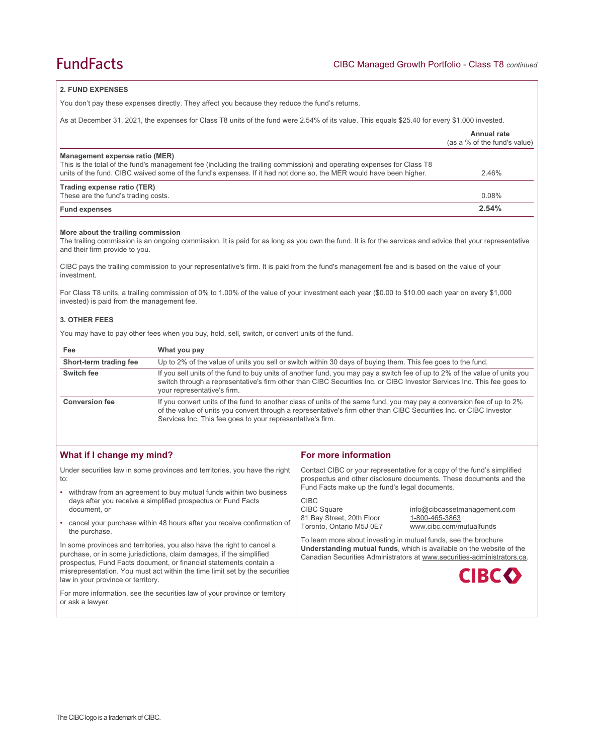## 2. FUND EXPENSES

You don't pay these expenses directly. They affect you because they reduce the fund's returns.

As at December 31, 2021, the expenses for Class T8 units of the fund were 2.54% of its value. This equals $25.40 for every $1,000 invested.

| | **Annual rate** (as a % of the fund's value) |
|---|---|
| **Management expense ratio (MER)**<br>This is the total of the fund's management fee (including the trailing commission) and operating expenses for Class T8 units of the fund. CIBC waived some of the fund's expenses. If it had not done so, the MER would have been higher. | 2.46% |
| **Trading expense ratio (TER)**<br>These are the fund's trading costs. | 0.08% |
| **Fund expenses** | **2.54%** |

**More about the trailing commission**

The trailing commission is an ongoing commission. It is paid for as long as you own the fund. It is for the services and advice that your representative and their firm provide to you.

CIBC pays the trailing commission to your representative's firm. It is paid from the fund's management fee and is based on the value of your investment.

For Class T8 units, a trailing commission of 0% to 1.00% of the value of your investment each year ($0.00 to $10.00 each year on every $1,000 invested) is paid from the management fee.

## 3. OTHER FEES

You may have to pay other fees when you buy, hold, sell, switch, or convert units of the fund.

| Fee | What you pay |
|---|---|
| **Short-term trading fee** | Up to 2% of the value of units you sell or switch within 30 days of buying them. This fee goes to the fund. |
| **Switch fee** | If you sell units of the fund to buy units of another fund, you may pay a switch fee of up to 2% of the value of units you switch through a representative's firm other than CIBC Securities Inc. or CIBC Investor Services Inc. This fee goes to your representative's firm. |
| **Conversion fee** | If you convert units of the fund to another class of units of the same fund, you may pay a conversion fee of up to 2% of the value of units you convert through a representative's firm other than CIBC Securities Inc. or CIBC Investor Services Inc. This fee goes to your representative's firm. |

## What if I change my mind?

Under securities law in some provinces and territories, you have the right to:

- withdraw from an agreement to buy mutual funds within two business days after you receive a simplified prospectus or Fund Facts document, or
- cancel your purchase within 48 hours after you receive confirmation of the purchase.

In some provinces and territories, you also have the right to cancel a purchase, or in some jurisdictions, claim damages, if the simplified prospectus, Fund Facts document, or financial statements contain a misrepresentation. You must act within the time limit set by the securities law in your province or territory.

For more information, see the securities law of your province or territory or ask a lawyer.

## For more information

Contact CIBC or your representative for a copy of the fund's simplified prospectus and other disclosure documents. These documents and the Fund Facts make up the fund's legal documents.

CIBC
CIBC Square
81 Bay Street, 20th Floor
Toronto, Ontario M5J 0E7

info@cibcassetmanagement.com
1-800-465-3863
www.cibc.com/mutualfunds

To learn more about investing in mutual funds, see the brochure **Understanding mutual funds**, which is available on the website of the Canadian Securities Administrators at www.securities-administrators.ca.

The CIBC logo is a trademark of CIBC.